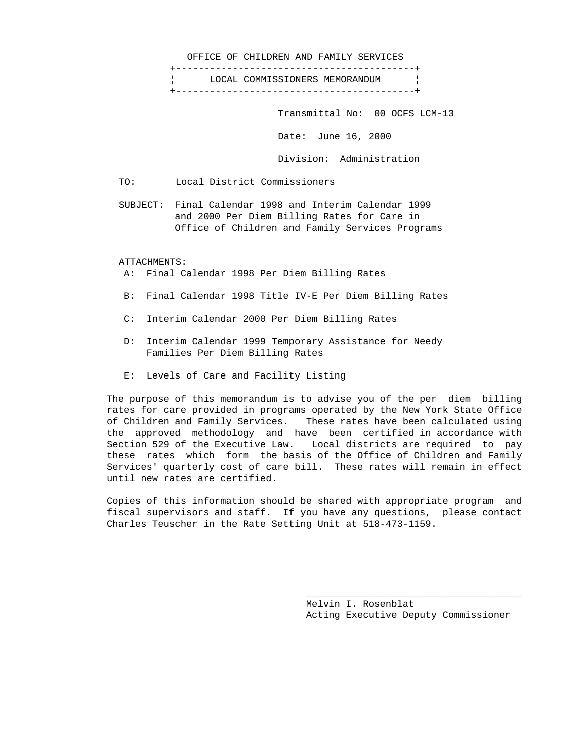OFFICE OF CHILDREN AND FAMILY SERVICES

## LOCAL COMMISSIONERS MEMORANDUM

Transmittal No: 00 OCFS LCM-13

Date: June 16, 2000

Division: Administration

TO: Local District Commissioners

SUBJECT: Final Calendar 1998 and Interim Calendar 1999 and 2000 Per Diem Billing Rates for Care in Office of Children and Family Services Programs

ATTACHMENTS:

- A: Final Calendar 1998 Per Diem Billing Rates
- B: Final Calendar 1998 Title IV-E Per Diem Billing Rates
- C: Interim Calendar 2000 Per Diem Billing Rates
- D: Interim Calendar 1999 Temporary Assistance for Needy Families Per Diem Billing Rates
- E: Levels of Care and Facility Listing

The purpose of this memorandum is to advise you of the per diem billing rates for care provided in programs operated by the New York State Office of Children and Family Services. These rates have been calculated using the approved methodology and have been certified in accordance with Section 529 of the Executive Law. Local districts are required to pay these rates which form the basis of the Office of Children and Family Services' quarterly cost of care bill. These rates will remain in effect until new rates are certified.

Copies of this information should be shared with appropriate program and fiscal supervisors and staff. If you have any questions, please contact Charles Teuscher in the Rate Setting Unit at 518-473-1159.

Melvin I. Rosenblat
Acting Executive Deputy Commissioner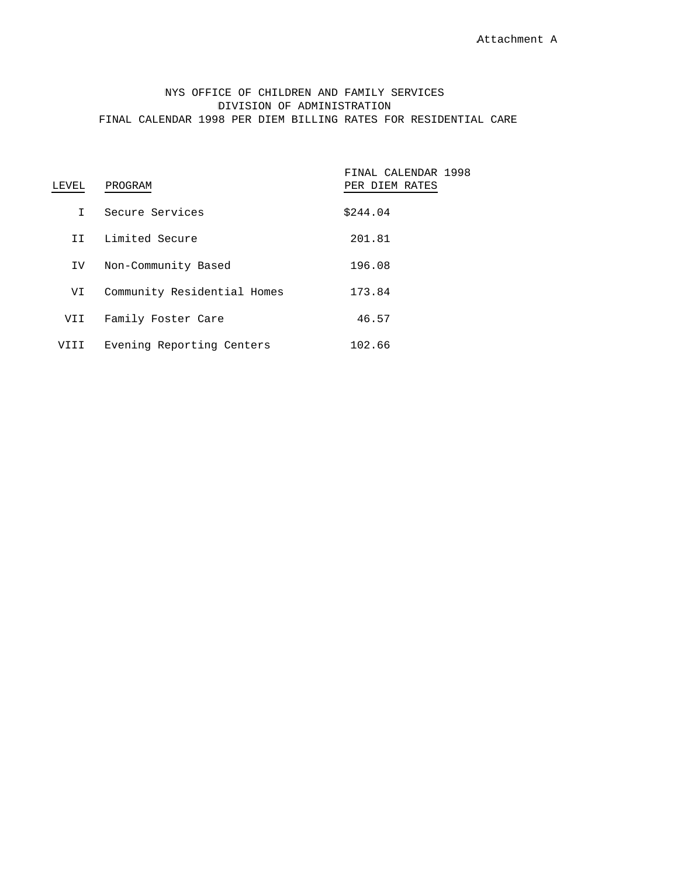Attachment A

# NYS OFFICE OF CHILDREN AND FAMILY SERVICES
## DIVISION OF ADMINISTRATION
## FINAL CALENDAR 1998 PER DIEM BILLING RATES FOR RESIDENTIAL CARE

| LEVEL | PROGRAM | FINAL CALENDAR 1998 PER DIEM RATES |
|---|---|---|
| I | Secure Services | $244.04 |
| II | Limited Secure | 201.81 |
| IV | Non-Community Based | 196.08 |
| VI | Community Residential Homes | 173.84 |
| VII | Family Foster Care | 46.57 |
| VIII | Evening Reporting Centers | 102.66 |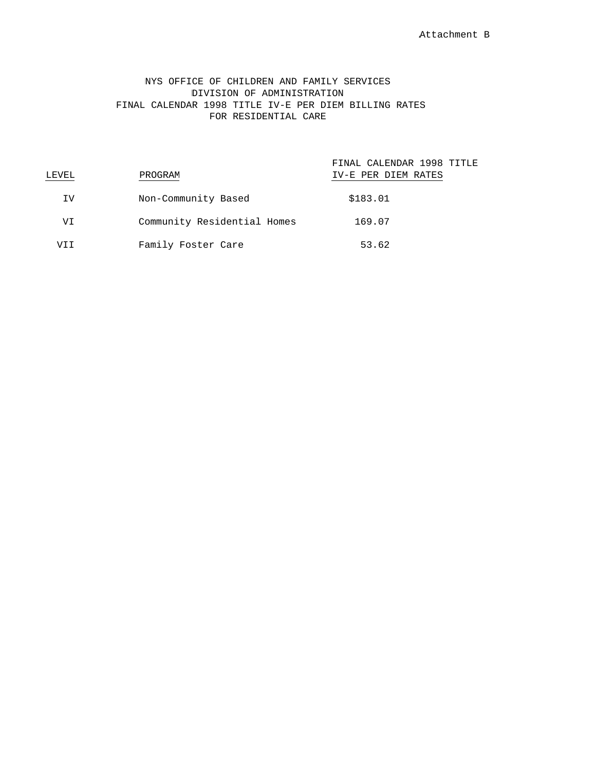Attachment B

# NYS OFFICE OF CHILDREN AND FAMILY SERVICES
## DIVISION OF ADMINISTRATION
## FINAL CALENDAR 1998 TITLE IV-E PER DIEM BILLING RATES FOR RESIDENTIAL CARE

| LEVEL | PROGRAM | FINAL CALENDAR 1998 TITLE IV-E PER DIEM RATES |
| --- | --- | --- |
| IV | Non-Community Based | $183.01 |
| VI | Community Residential Homes | 169.07 |
| VII | Family Foster Care | 53.62 |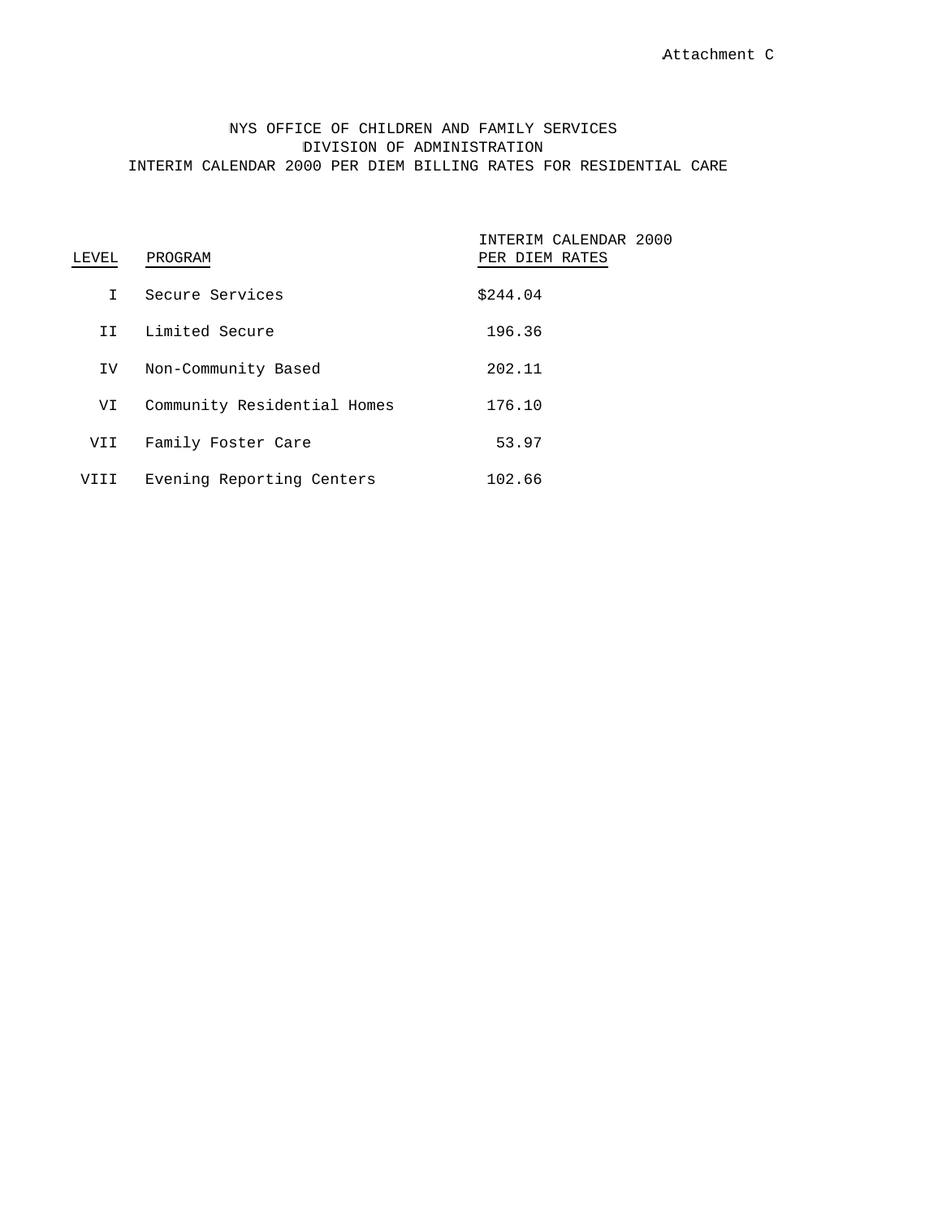Attachment C

NYS OFFICE OF CHILDREN AND FAMILY SERVICES
DIVISION OF ADMINISTRATION
INTERIM CALENDAR 2000 PER DIEM BILLING RATES FOR RESIDENTIAL CARE

| LEVEL | PROGRAM | INTERIM CALENDAR 2000 PER DIEM RATES |
|---|---|---|
| I | Secure Services | $244.04 |
| II | Limited Secure | 196.36 |
| IV | Non-Community Based | 202.11 |
| VI | Community Residential Homes | 176.10 |
| VII | Family Foster Care | 53.97 |
| VIII | Evening Reporting Centers | 102.66 |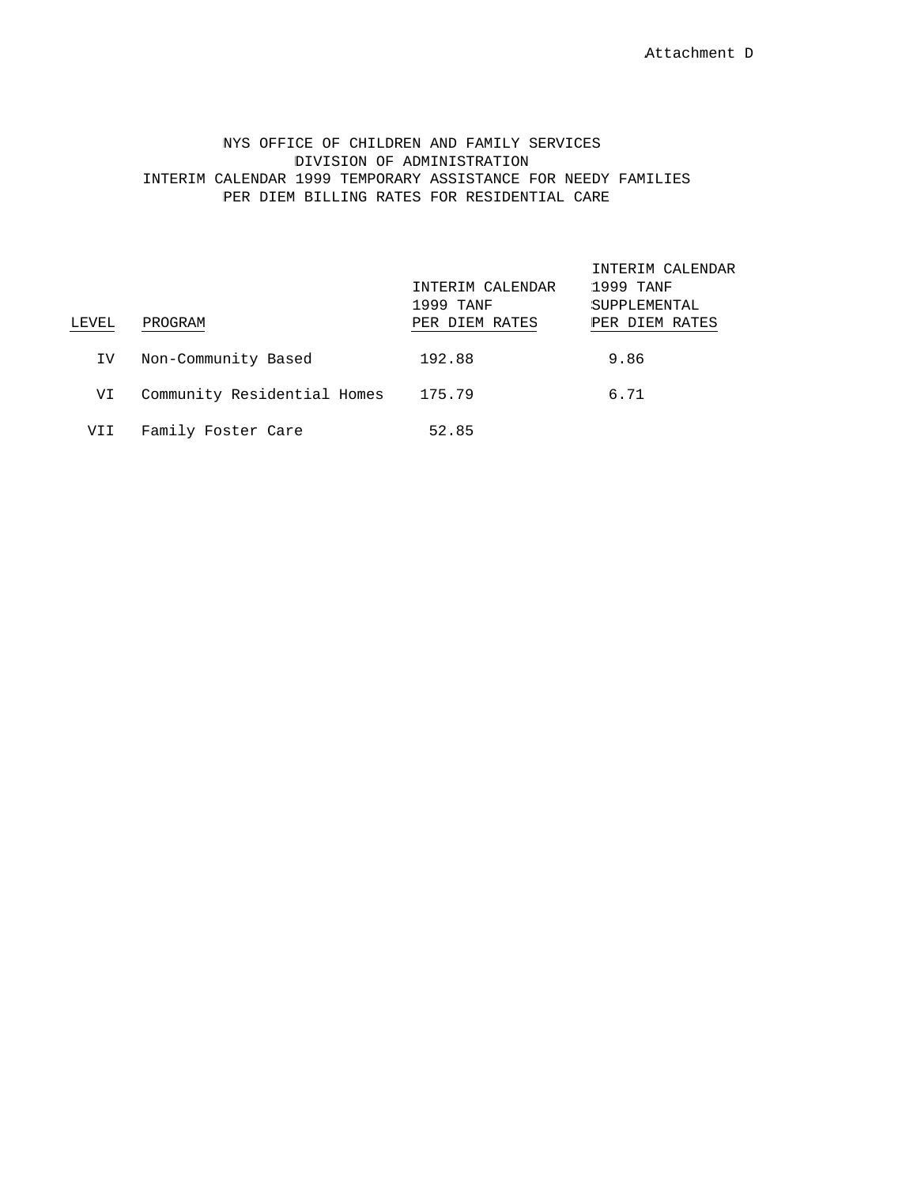Attachment D

NYS OFFICE OF CHILDREN AND FAMILY SERVICES
DIVISION OF ADMINISTRATION
INTERIM CALENDAR 1999 TEMPORARY ASSISTANCE FOR NEEDY FAMILIES
PER DIEM BILLING RATES FOR RESIDENTIAL CARE

| LEVEL | PROGRAM | INTERIM CALENDAR 1999 TANF PER DIEM RATES | INTERIM CALENDAR 1999 TANF SUPPLEMENTAL PER DIEM RATES |
|---|---|---|---|
| IV | Non-Community Based | 192.88 | 9.86 |
| VI | Community Residential Homes | 175.79 | 6.71 |
| VII | Family Foster Care | 52.85 | |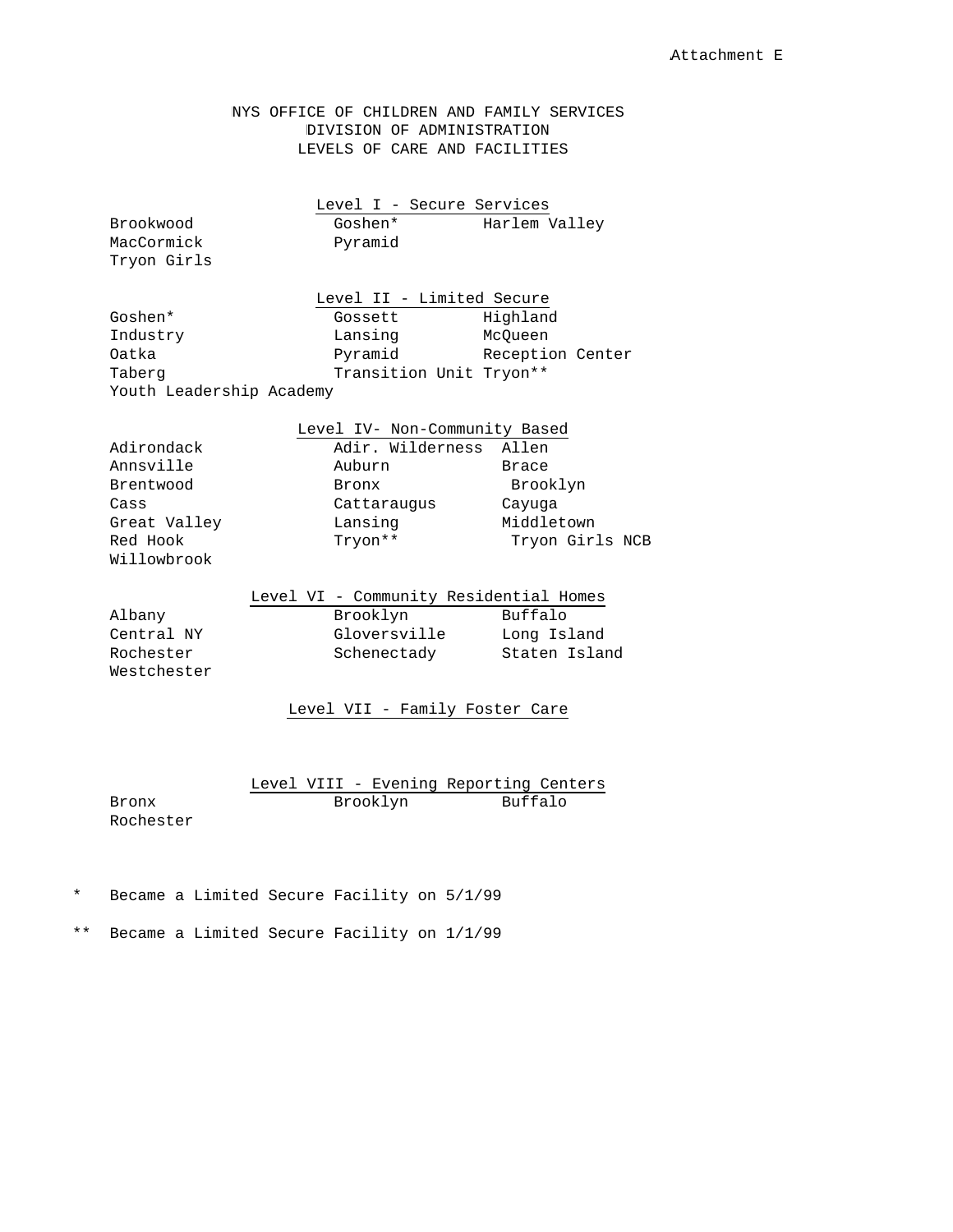Attachment E

NYS OFFICE OF CHILDREN AND FAMILY SERVICES
DIVISION OF ADMINISTRATION
LEVELS OF CARE AND FACILITIES

**Level I - Secure Services**

| | | |
|---|---|---|
| Brookwood | Goshen* | Harlem Valley |
| MacCormick | Pyramid | |
| Tryon Girls | | |

**Level II - Limited Secure**

| | | |
|---|---|---|
| Goshen* | Gossett | Highland |
| Industry | Lansing | McQueen |
| Oatka | Pyramid | Reception Center |
| Taberg | Transition Unit | Tryon** |
| Youth Leadership Academy | | |

**Level IV- Non-Community Based**

| | | |
|---|---|---|
| Adirondack | Adir. Wilderness | Allen |
| Annsville | Auburn | Brace |
| Brentwood | Bronx | Brooklyn |
| Cass | Cattaraugus | Cayuga |
| Great Valley | Lansing | Middletown |
| Red Hook | Tryon** | Tryon Girls NCB |
| Willowbrook | | |

**Level VI - Community Residential Homes**

| | | |
|---|---|---|
| Albany | Brooklyn | Buffalo |
| Central NY | Gloversville | Long Island |
| Rochester | Schenectady | Staten Island |
| Westchester | | |

**Level VII - Family Foster Care**

**Level VIII - Evening Reporting Centers**

| | | |
|---|---|---|
| Bronx | Brooklyn | Buffalo |
| Rochester | | |

\* Became a Limited Secure Facility on 5/1/99

\** Became a Limited Secure Facility on 1/1/99